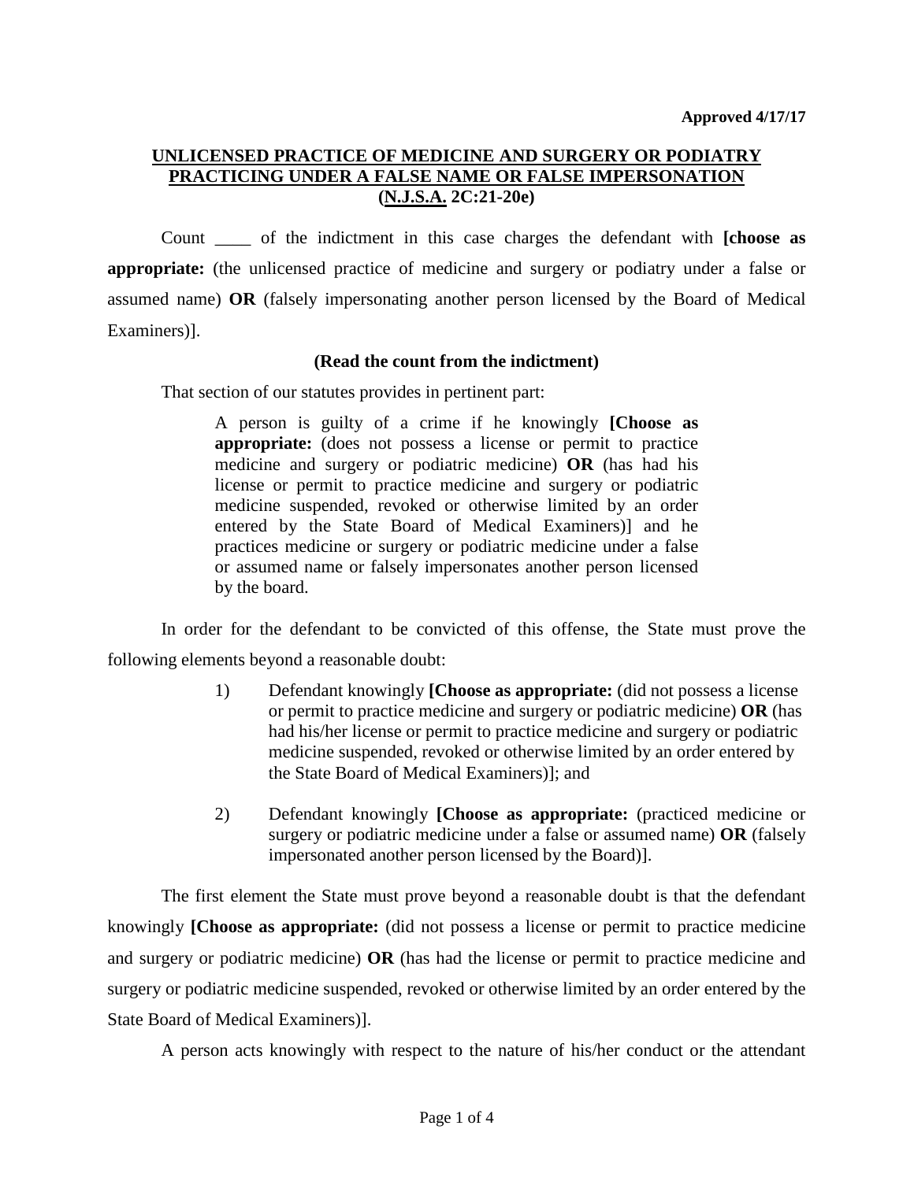**Approved 4/17/17**

## UNLICENSED PRACTICE OF MEDICINE AND SURGERY OR PODIATRY PRACTICING UNDER A FALSE NAME OR FALSE IMPERSONATION (N.J.S.A. 2C:21-20e)

Count ____ of the indictment in this case charges the defendant with **[choose as appropriate:** (the unlicensed practice of medicine and surgery or podiatry under a false or assumed name) **OR** (falsely impersonating another person licensed by the Board of Medical Examiners)].

**(Read the count from the indictment)**

That section of our statutes provides in pertinent part:

> A person is guilty of a crime if he knowingly **[Choose as appropriate:** (does not possess a license or permit to practice medicine and surgery or podiatric medicine) **OR** (has had his license or permit to practice medicine and surgery or podiatric medicine suspended, revoked or otherwise limited by an order entered by the State Board of Medical Examiners)] and he practices medicine or surgery or podiatric medicine under a false or assumed name or falsely impersonates another person licensed by the board.

In order for the defendant to be convicted of this offense, the State must prove the following elements beyond a reasonable doubt:

1) Defendant knowingly **[Choose as appropriate:** (did not possess a license or permit to practice medicine and surgery or podiatric medicine) **OR** (has had his/her license or permit to practice medicine and surgery or podiatric medicine suspended, revoked or otherwise limited by an order entered by the State Board of Medical Examiners)]; and

2) Defendant knowingly **[Choose as appropriate:** (practiced medicine or surgery or podiatric medicine under a false or assumed name) **OR** (falsely impersonated another person licensed by the Board)].

The first element the State must prove beyond a reasonable doubt is that the defendant knowingly **[Choose as appropriate:** (did not possess a license or permit to practice medicine and surgery or podiatric medicine) **OR** (has had the license or permit to practice medicine and surgery or podiatric medicine suspended, revoked or otherwise limited by an order entered by the State Board of Medical Examiners)].

A person acts knowingly with respect to the nature of his/her conduct or the attendant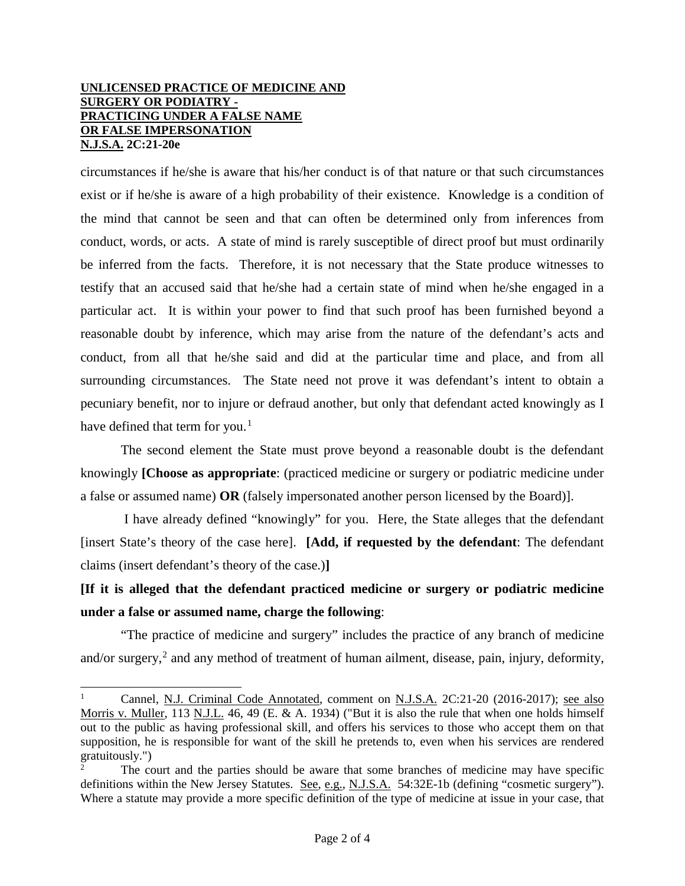circumstances if he/she is aware that his/her conduct is of that nature or that such circumstances exist or if he/she is aware of a high probability of their existence. Knowledge is a condition of the mind that cannot be seen and that can often be determined only from inferences from conduct, words, or acts. A state of mind is rarely susceptible of direct proof but must ordinarily be inferred from the facts. Therefore, it is not necessary that the State produce witnesses to testify that an accused said that he/she had a certain state of mind when he/she engaged in a particular act. It is within your power to find that such proof has been furnished beyond a reasonable doubt by inference, which may arise from the nature of the defendant's acts and conduct, from all that he/she said and did at the particular time and place, and from all surrounding circumstances. The State need not prove it was defendant's intent to obtain a pecuniary benefit, nor to injure or defraud another, but only that defendant acted knowingly as I have defined that term for you.[1]

The second element the State must prove beyond a reasonable doubt is the defendant knowingly **[Choose as appropriate**: (practiced medicine or surgery or podiatric medicine under a false or assumed name) **OR** (falsely impersonated another person licensed by the Board)].

I have already defined "knowingly" for you. Here, the State alleges that the defendant [insert State's theory of the case here]. **[Add, if requested by the defendant**: The defendant claims (insert defendant's theory of the case.)**]**

**[If it is alleged that the defendant practiced medicine or surgery or podiatric medicine under a false or assumed name, charge the following**:

"The practice of medicine and surgery" includes the practice of any branch of medicine and/or surgery,[2] and any method of treatment of human ailment, disease, pain, injury, deformity,

---

[1] Cannel, N.J. Criminal Code Annotated, comment on N.J.S.A. 2C:21-20 (2016-2017); see also Morris v. Muller, 113 N.J.L. 46, 49 (E. & A. 1934) ("But it is also the rule that when one holds himself out to the public as having professional skill, and offers his services to those who accept them on that supposition, he is responsible for want of the skill he pretends to, even when his services are rendered gratuitously.")

[2] The court and the parties should be aware that some branches of medicine may have specific definitions within the New Jersey Statutes. See, e.g., N.J.S.A. 54:32E-1b (defining "cosmetic surgery"). Where a statute may provide a more specific definition of the type of medicine at issue in your case, that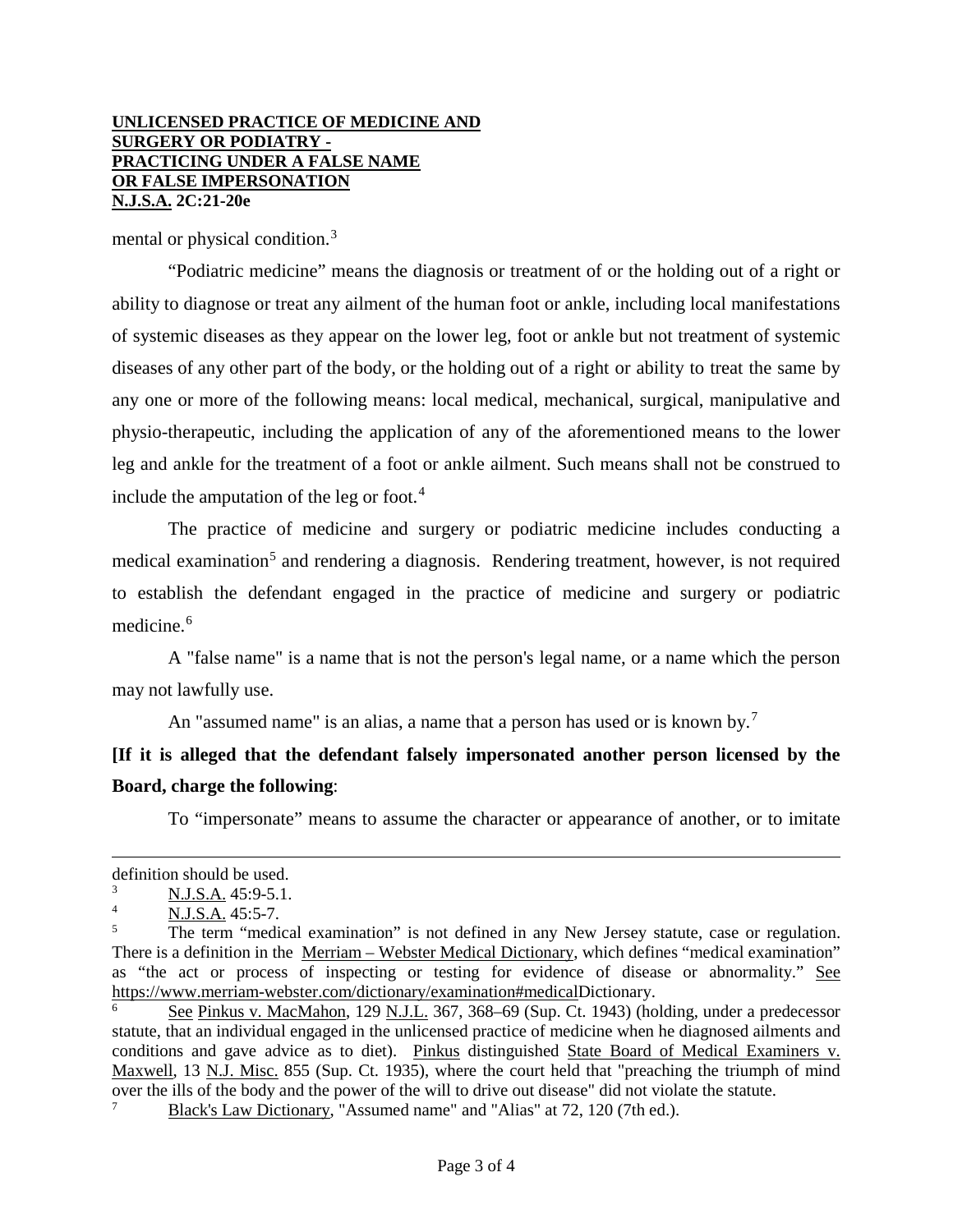mental or physical condition.[3]

"Podiatric medicine" means the diagnosis or treatment of or the holding out of a right or ability to diagnose or treat any ailment of the human foot or ankle, including local manifestations of systemic diseases as they appear on the lower leg, foot or ankle but not treatment of systemic diseases of any other part of the body, or the holding out of a right or ability to treat the same by any one or more of the following means: local medical, mechanical, surgical, manipulative and physio-therapeutic, including the application of any of the aforementioned means to the lower leg and ankle for the treatment of a foot or ankle ailment. Such means shall not be construed to include the amputation of the leg or foot.[4]

The practice of medicine and surgery or podiatric medicine includes conducting a medical examination[5] and rendering a diagnosis. Rendering treatment, however, is not required to establish the defendant engaged in the practice of medicine and surgery or podiatric medicine.[6]

A "false name" is a name that is not the person's legal name, or a name which the person may not lawfully use.

An "assumed name" is an alias, a name that a person has used or is known by.[7]

**[If it is alleged that the defendant falsely impersonated another person licensed by the Board, charge the following**:

To "impersonate" means to assume the character or appearance of another, or to imitate

---

definition should be used.

[3] N.J.S.A. 45:9-5.1.

[4] N.J.S.A. 45:5-7.

[5] The term "medical examination" is not defined in any New Jersey statute, case or regulation. There is a definition in the Merriam – Webster Medical Dictionary, which defines "medical examination" as "the act or process of inspecting or testing for evidence of disease or abnormality." See https://www.merriam-webster.com/dictionary/examination#medicalDictionary.

[6] See Pinkus v. MacMahon, 129 N.J.L. 367, 368–69 (Sup. Ct. 1943) (holding, under a predecessor statute, that an individual engaged in the unlicensed practice of medicine when he diagnosed ailments and conditions and gave advice as to diet). Pinkus distinguished State Board of Medical Examiners v. Maxwell, 13 N.J. Misc. 855 (Sup. Ct. 1935), where the court held that "preaching the triumph of mind over the ills of the body and the power of the will to drive out disease" did not violate the statute.

[7] Black's Law Dictionary, "Assumed name" and "Alias" at 72, 120 (7th ed.).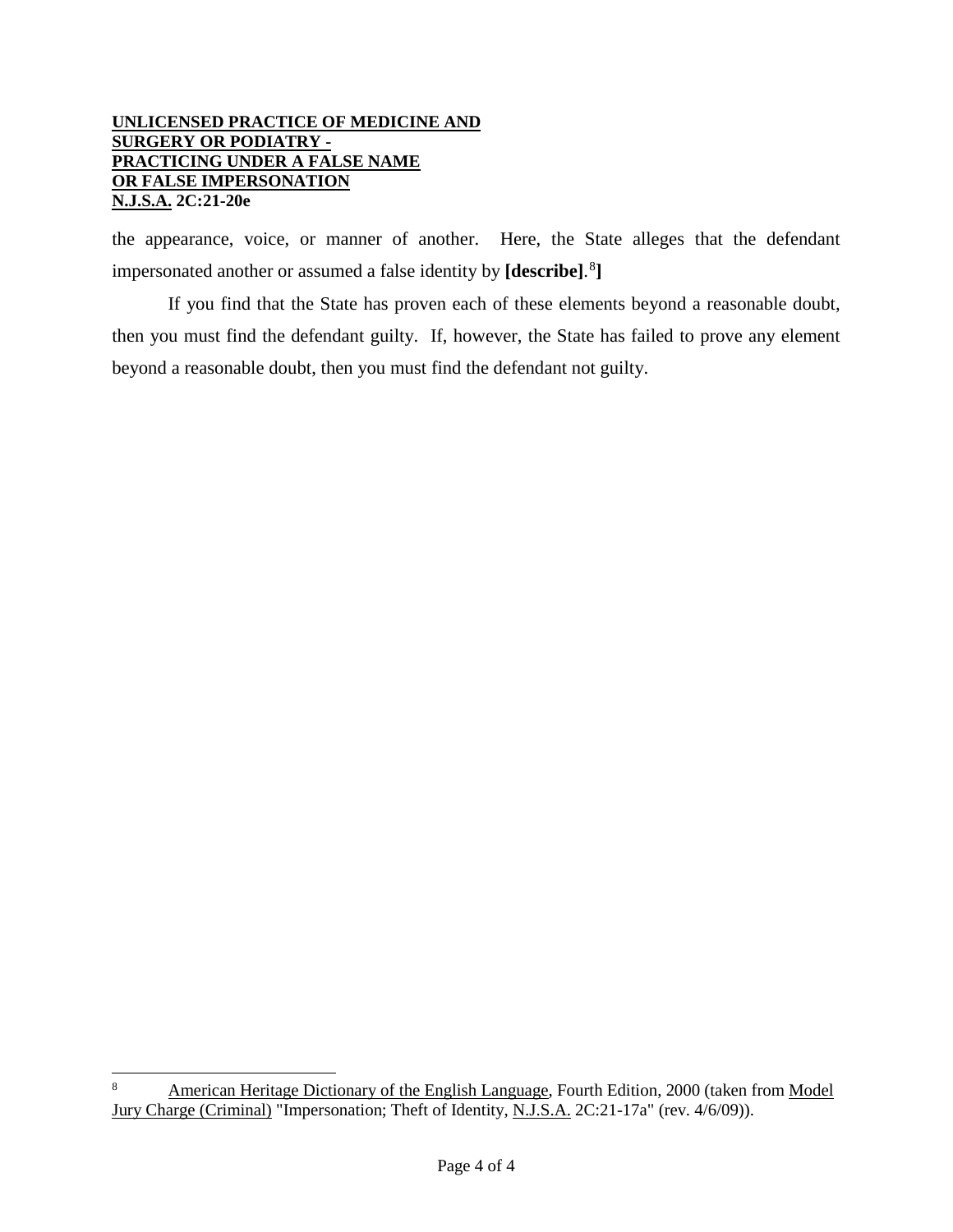the appearance, voice, or manner of another. Here, the State alleges that the defendant impersonated another or assumed a false identity by **[describe]**.[8]**]**

If you find that the State has proven each of these elements beyond a reasonable doubt, then you must find the defendant guilty. If, however, the State has failed to prove any element beyond a reasonable doubt, then you must find the defendant not guilty.

---

[8] American Heritage Dictionary of the English Language, Fourth Edition, 2000 (taken from Model Jury Charge (Criminal) "Impersonation; Theft of Identity, N.J.S.A. 2C:21-17a" (rev. 4/6/09)).